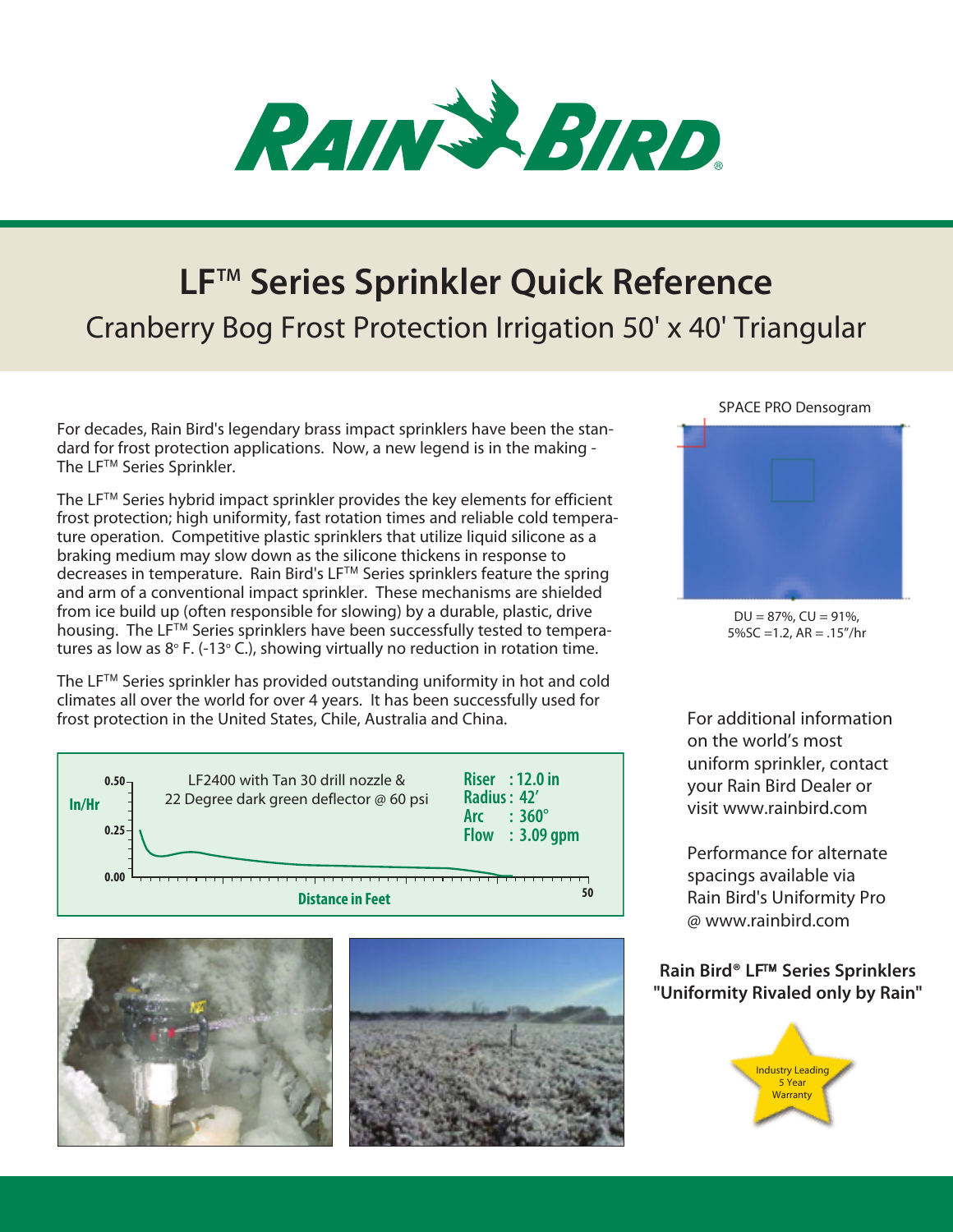RAIN BIRD®

# LF™ Series Sprinkler Quick Reference

## Cranberry Bog Frost Protection Irrigation 50' x 40' Triangular

For decades, Rain Bird's legendary brass impact sprinklers have been the standard for frost protection applications. Now, a new legend is in the making - The LF™ Series Sprinkler.

The LF™ Series hybrid impact sprinkler provides the key elements for efficient frost protection; high uniformity, fast rotation times and reliable cold temperature operation. Competitive plastic sprinklers that utilize liquid silicone as a braking medium may slow down as the silicone thickens in response to decreases in temperature. Rain Bird's LF™ Series sprinklers feature the spring and arm of a conventional impact sprinkler. These mechanisms are shielded from ice build up (often responsible for slowing) by a durable, plastic, drive housing. The LF™ Series sprinklers have been successfully tested to temperatures as low as 8° F. (-13° C.), showing virtually no reduction in rotation time.

The LF™ Series sprinkler has provided outstanding uniformity in hot and cold climates all over the world for over 4 years. It has been successfully used for frost protection in the United States, Chile, Australia and China.

LF2400 with Tan 30 drill nozzle &
22 Degree dark green deflector @ 60 psi

Riser : 12.0 in
Radius : 42'
Arc : 360°
Flow : 3.09 gpm

In/Hr
0.50
0.25
0.00
Distance in Feet
50

SPACE PRO Densogram

DU = 87%, CU = 91%,
5%SC =1.2, AR = .15"/hr

For additional information on the world's most uniform sprinkler, contact your Rain Bird Dealer or visit www.rainbird.com

Performance for alternate spacings available via Rain Bird's Uniformity Pro @ www.rainbird.com

**Rain Bird® LF™ Series Sprinklers "Uniformity Rivaled only by Rain"**

Industry Leading 5 Year Warranty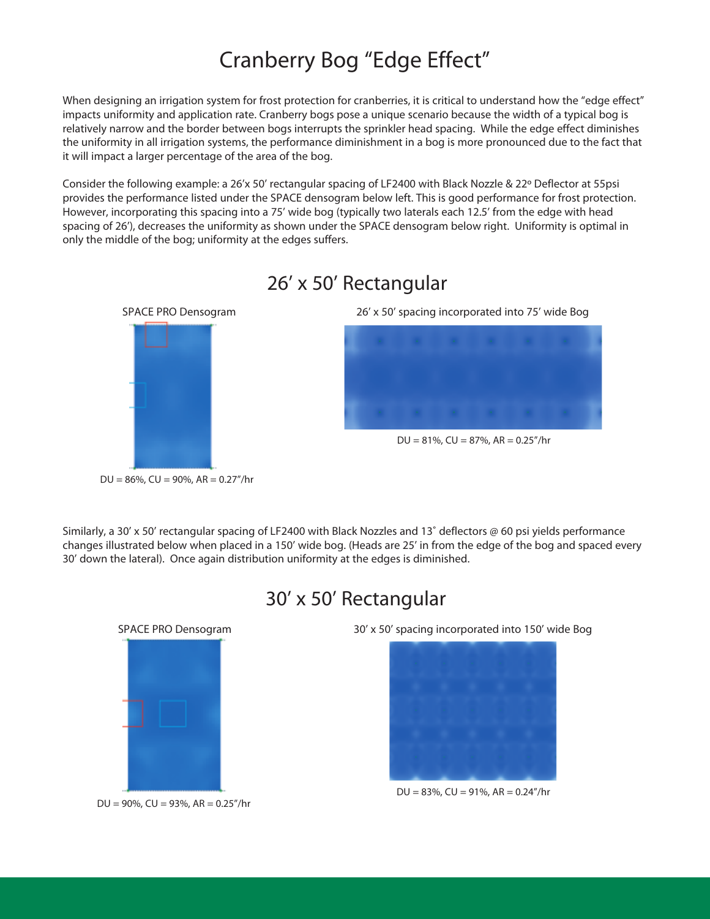# Cranberry Bog "Edge Effect"

When designing an irrigation system for frost protection for cranberries, it is critical to understand how the "edge effect" impacts uniformity and application rate. Cranberry bogs pose a unique scenario because the width of a typical bog is relatively narrow and the border between bogs interrupts the sprinkler head spacing. While the edge effect diminishes the uniformity in all irrigation systems, the performance diminishment in a bog is more pronounced due to the fact that it will impact a larger percentage of the area of the bog.

Consider the following example: a 26'x 50' rectangular spacing of LF2400 with Black Nozzle & 22º Deflector at 55psi provides the performance listed under the SPACE densogram below left. This is good performance for frost protection. However, incorporating this spacing into a 75' wide bog (typically two laterals each 12.5' from the edge with head spacing of 26'), decreases the uniformity as shown under the SPACE densogram below right. Uniformity is optimal in only the middle of the bog; uniformity at the edges suffers.

## 26' x 50' Rectangular

SPACE PRO Densogram

DU = 86%, CU = 90%, AR = 0.27"/hr

26' x 50' spacing incorporated into 75' wide Bog

DU = 81%, CU = 87%, AR = 0.25"/hr

Similarly, a 30' x 50' rectangular spacing of LF2400 with Black Nozzles and 13˚ deflectors @ 60 psi yields performance changes illustrated below when placed in a 150' wide bog. (Heads are 25' in from the edge of the bog and spaced every 30' down the lateral). Once again distribution uniformity at the edges is diminished.

## 30' x 50' Rectangular

SPACE PRO Densogram

DU = 90%, CU = 93%, AR = 0.25"/hr

30' x 50' spacing incorporated into 150' wide Bog

DU = 83%, CU = 91%, AR = 0.24"/hr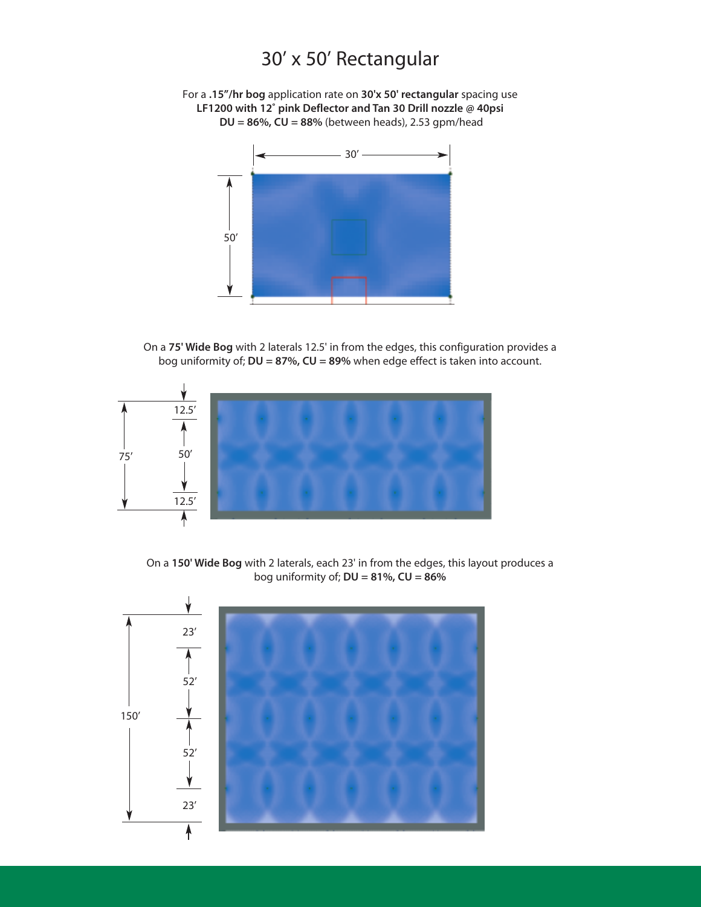# 30' x 50' Rectangular

For a **.15"/hr bog** application rate on **30'x 50' rectangular** spacing use **LF1200 with 12˚ pink Deflector and Tan 30 Drill nozzle @ 40psi**
**DU = 86%, CU = 88%** (between heads), 2.53 gpm/head

30'

50'

On a **75' Wide Bog** with 2 laterals 12.5' in from the edges, this configuration provides a bog uniformity of; **DU = 87%, CU = 89%** when edge effect is taken into account.

75'

12.5'

50'

12.5'

On a **150' Wide Bog** with 2 laterals, each 23' in from the edges, this layout produces a bog uniformity of; **DU = 81%, CU = 86%**

150'

23'

52'

52'

23'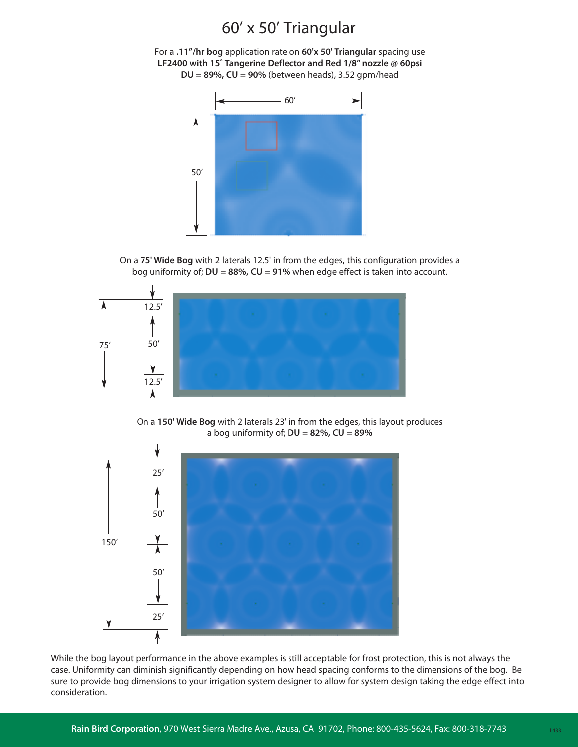# 60' x 50' Triangular

For a **.11"/hr bog** application rate on **60'x 50' Triangular** spacing use **LF2400 with 15° Tangerine Deflector and Red 1/8" nozzle @ 60psi**
**DU = 89%, CU = 90%** (between heads), 3.52 gpm/head

60'

50'

On a **75' Wide Bog** with 2 laterals 12.5' in from the edges, this configuration provides a bog uniformity of; **DU = 88%, CU = 91%** when edge effect is taken into account.

12.5'

75'

50'

12.5'

On a **150' Wide Bog** with 2 laterals 23' in from the edges, this layout produces a bog uniformity of; **DU = 82%, CU = 89%**

25'

50'

150'

50'

25'

While the bog layout performance in the above examples is still acceptable for frost protection, this is not always the case. Uniformity can diminish significantly depending on how head spacing conforms to the dimensions of the bog. Be sure to provide bog dimensions to your irrigation system designer to allow for system design taking the edge effect into consideration.

**Rain Bird Corporation**, 970 West Sierra Madre Ave., Azusa, CA 91702, Phone: 800-435-5624, Fax: 800-318-7743